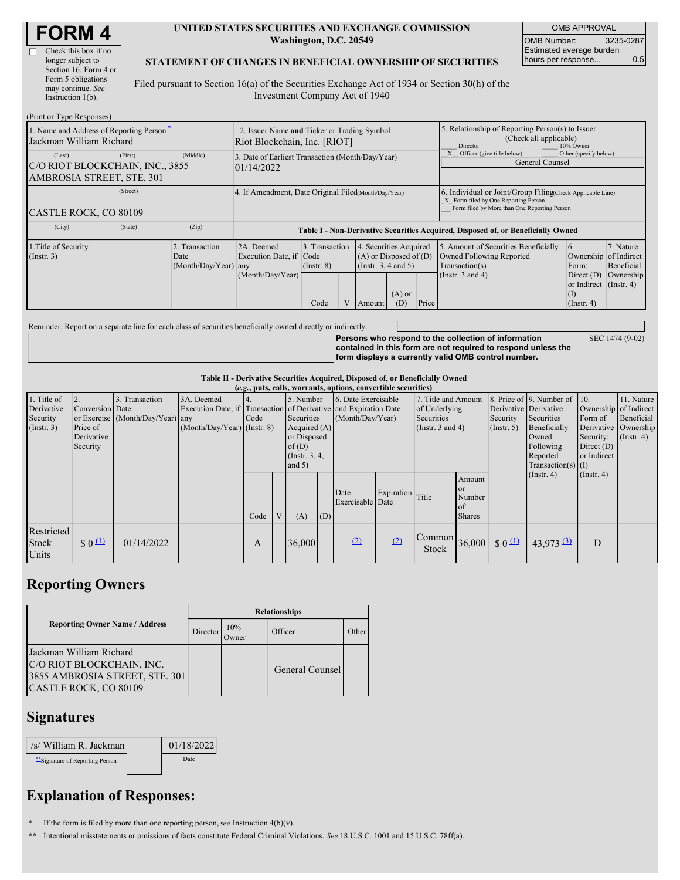# FORM 4

☐ Check this box if no longer subject to Section 16. Form 4 or Form 5 obligations may continue. *See* Instruction 1(b).

**UNITED STATES SECURITIES AND EXCHANGE COMMISSION**
**Washington, D.C. 20549**

**STATEMENT OF CHANGES IN BENEFICIAL OWNERSHIP OF SECURITIES**

Filed pursuant to Section 16(a) of the Securities Exchange Act of 1934 or Section 30(h) of the Investment Company Act of 1940

| OMB APPROVAL | |
|---|---|
| OMB Number: | 3235-0287 |
| Estimated average burden hours per response... | 0.5 |

(Print or Type Responses)

| | | |
|---|---|---|
| 1. Name and Address of Reporting Person* Jackman William Richard | 2. Issuer Name **and** Ticker or Trading Symbol Riot Blockchain, Inc. [RIOT] | 5. Relationship of Reporting Person(s) to Issuer (Check all applicable) ___ Director ___ 10% Owner _X_ Officer (give title below) ___ Other (specify below) General Counsel |
| (Last) (First) (Middle) C/O RIOT BLOCKCHAIN, INC., 3855 AMBROSIA STREET, STE. 301 | 3. Date of Earliest Transaction (Month/Day/Year) 01/14/2022 | |
| (Street) CASTLE ROCK, CO 80109 | 4. If Amendment, Date Original Filed (Month/Day/Year) | 6. Individual or Joint/Group Filing (Check Applicable Line) _X_ Form filed by One Reporting Person ___ Form filed by More than One Reporting Person |
| (City) (State) (Zip) | | |

**Table I - Non-Derivative Securities Acquired, Disposed of, or Beneficially Owned**

| 1.Title of Security (Instr. 3) | 2. Transaction Date (Month/Day/Year) | 2A. Deemed Execution Date, if any (Month/Day/Year) | 3. Transaction Code (Instr. 8) | | 4. Securities Acquired (A) or Disposed of (D) (Instr. 3, 4 and 5) | | | 5. Amount of Securities Beneficially Owned Following Reported Transaction(s) (Instr. 3 and 4) | 6. Ownership Form: Direct (D) or Indirect (I) (Instr. 4) | 7. Nature of Indirect Beneficial Ownership (Instr. 4) |
|---|---|---|---|---|---|---|---|---|---|---|
| | | | Code | V | Amount | (A) or (D) | Price | | | |

Reminder: Report on a separate line for each class of securities beneficially owned directly or indirectly.

**Persons who respond to the collection of information contained in this form are not required to respond unless the form displays a currently valid OMB control number.** SEC 1474 (9-02)

**Table II - Derivative Securities Acquired, Disposed of, or Beneficially Owned**
***(e.g.*, puts, calls, warrants, options, convertible securities)**

| 1. Title of Derivative Security (Instr. 3) | 2. Conversion or Exercise Price of Derivative Security | 3. Transaction Date (Month/Day/Year) | 3A. Deemed Execution Date, if any (Month/Day/Year) | 4. Transaction Code (Instr. 8) | | 5. Number of Derivative Securities Acquired (A) or Disposed of (D) (Instr. 3, 4, and 5) | | 6. Date Exercisable and Expiration Date (Month/Day/Year) | | 7. Title and Amount of Underlying Securities (Instr. 3 and 4) | | 8. Price of Derivative Security (Instr. 5) | 9. Number of Derivative Securities Beneficially Owned Following Reported Transaction(s) (Instr. 4) | 10. Ownership Form of Derivative Security: Direct (D) or Indirect (I) (Instr. 4) | 11. Nature of Indirect Beneficial Ownership (Instr. 4) |
|---|---|---|---|---|---|---|---|---|---|---|---|---|---|---|---|
| | | | | Code | V | (A) | (D) | Date Exercisable | Expiration Date | Title | Amount or Number of Shares | | | | |
| Restricted Stock Units | $ 0 (1) | 01/14/2022 | | A | | 36,000 | | (2) | (2) | Common Stock | 36,000 | $ 0 (1) | 43,973 (3) | D | |

## Reporting Owners

| Reporting Owner Name / Address | Relationships | | | |
|---|---|---|---|---|
| | Director | 10% Owner | Officer | Other |
| Jackman William Richard C/O RIOT BLOCKCHAIN, INC. 3855 AMBROSIA STREET, STE. 301 CASTLE ROCK, CO 80109 | | | General Counsel | |

## Signatures

| | |
|---|---|
| /s/ William R. Jackman | 01/18/2022 |
| **Signature of Reporting Person | Date |

## Explanation of Responses:

\* If the form is filed by more than one reporting person, *see* Instruction 4(b)(v).

\*\* Intentional misstatements or omissions of facts constitute Federal Criminal Violations. *See* 18 U.S.C. 1001 and 15 U.S.C. 78ff(a).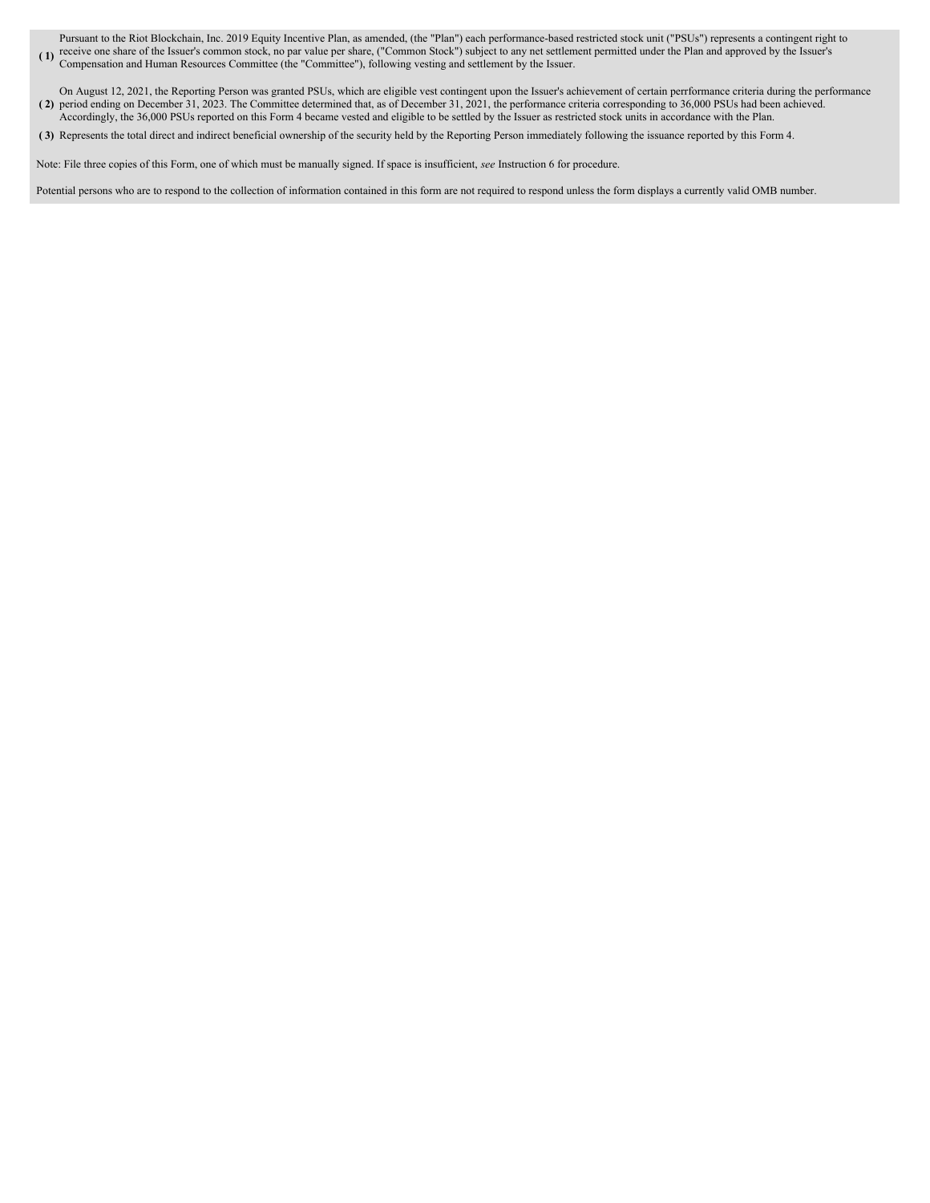**( 1)** Pursuant to the Riot Blockchain, Inc. 2019 Equity Incentive Plan, as amended, (the "Plan") each performance-based restricted stock unit ("PSUs") represents a contingent right to receive one share of the Issuer's common stock, no par value per share, ("Common Stock") subject to any net settlement permitted under the Plan and approved by the Issuer's Compensation and Human Resources Committee (the "Committee"), following vesting and settlement by the Issuer.

**( 2)** On August 12, 2021, the Reporting Person was granted PSUs, which are eligible vest contingent upon the Issuer's achievement of certain perrformance criteria during the performance period ending on December 31, 2023. The Committee determined that, as of December 31, 2021, the performance criteria corresponding to 36,000 PSUs had been achieved. Accordingly, the 36,000 PSUs reported on this Form 4 became vested and eligible to be settled by the Issuer as restricted stock units in accordance with the Plan.

**( 3)** Represents the total direct and indirect beneficial ownership of the security held by the Reporting Person immediately following the issuance reported by this Form 4.

Note: File three copies of this Form, one of which must be manually signed. If space is insufficient, *see* Instruction 6 for procedure.

Potential persons who are to respond to the collection of information contained in this form are not required to respond unless the form displays a currently valid OMB number.